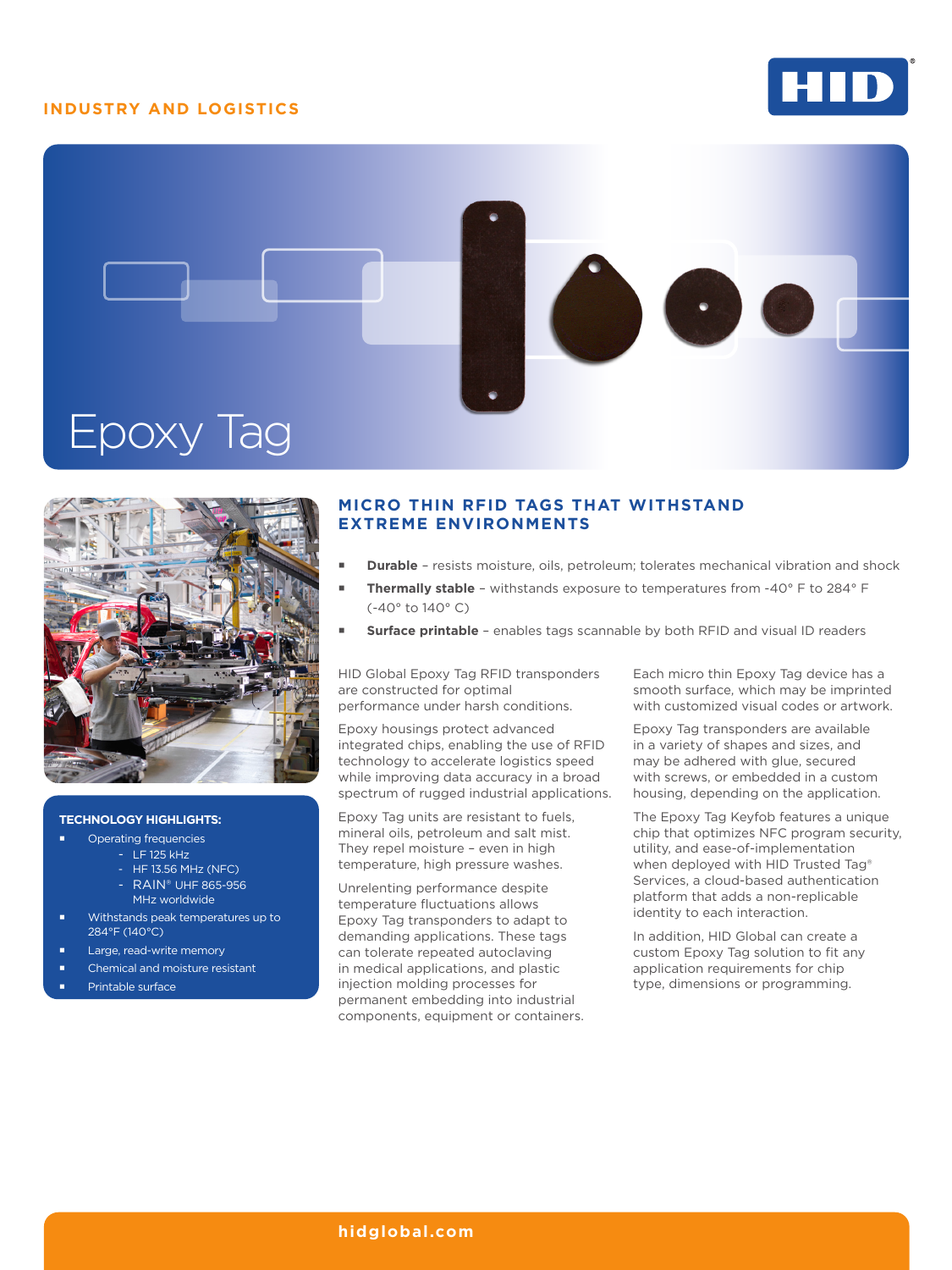INDUSTRY AND LOGISTICS

# Epoxy Tag

## MICRO THIN RFID TAGS THAT WITHSTAND EXTREME ENVIRONMENTS

- **Durable** – resists moisture, oils, petroleum; tolerates mechanical vibration and shock
- **Thermally stable** – withstands exposure to temperatures from -40° F to 284° F (-40° to 140° C)
- **Surface printable** – enables tags scannable by both RFID and visual ID readers

HID Global Epoxy Tag RFID transponders are constructed for optimal performance under harsh conditions.

Epoxy housings protect advanced integrated chips, enabling the use of RFID technology to accelerate logistics speed while improving data accuracy in a broad spectrum of rugged industrial applications.

Epoxy Tag units are resistant to fuels, mineral oils, petroleum and salt mist. They repel moisture – even in high temperature, high pressure washes.

Unrelenting performance despite temperature fluctuations allows Epoxy Tag transponders to adapt to demanding applications. These tags can tolerate repeated autoclaving in medical applications, and plastic injection molding processes for permanent embedding into industrial components, equipment or containers.

Each micro thin Epoxy Tag device has a smooth surface, which may be imprinted with customized visual codes or artwork.

Epoxy Tag transponders are available in a variety of shapes and sizes, and may be adhered with glue, secured with screws, or embedded in a custom housing, depending on the application.

The Epoxy Tag Keyfob features a unique chip that optimizes NFC program security, utility, and ease-of-implementation when deployed with HID Trusted Tag® Services, a cloud-based authentication platform that adds a non-replicable identity to each interaction.

In addition, HID Global can create a custom Epoxy Tag solution to fit any application requirements for chip type, dimensions or programming.

### TECHNOLOGY HIGHLIGHTS:

- Operating frequencies
  - LF 125 kHz
  - HF 13.56 MHz (NFC)
  - RAIN® UHF 865-956 MHz worldwide
- Withstands peak temperatures up to 284°F (140°C)
- Large, read-write memory
- Chemical and moisture resistant
- Printable surface

hidglobal.com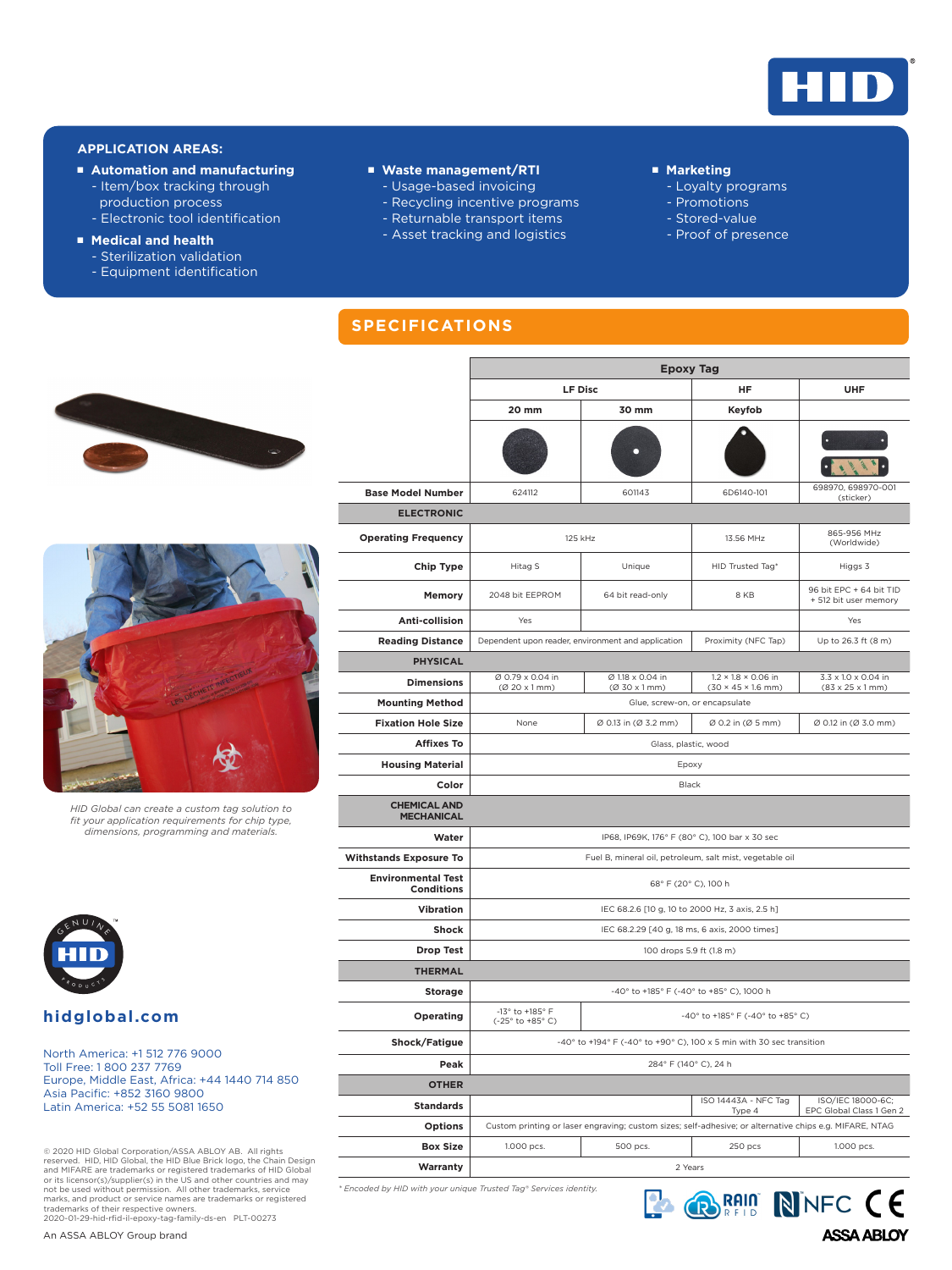## APPLICATION AREAS:

- **Automation and manufacturing**
  - Item/box tracking through production process
  - Electronic tool identification
- **Medical and health**
  - Sterilization validation
  - Equipment identification
- **Waste management/RTI**
  - Usage-based invoicing
  - Recycling incentive programs
  - Returnable transport items
  - Asset tracking and logistics
- **Marketing**
  - Loyalty programs
  - Promotions
  - Stored-value
  - Proof of presence

## SPECIFICATIONS

| | Epoxy Tag | | | |
|---|---|---|---|---|
| | LF Disc | | HF | UHF |
| | 20 mm | 30 mm | Keyfob | |
| **Base Model Number** | 624112 | 601143 | 6D6140-101 | 698970, 698970-001 (sticker) |
| **ELECTRONIC** | | | | |
| **Operating Frequency** | 125 kHz | | 13.56 MHz | 865-956 MHz (Worldwide) |
| **Chip Type** | Hitag S | Unique | HID Trusted Tag* | Higgs 3 |
| **Memory** | 2048 bit EEPROM | 64 bit read-only | 8 KB | 96 bit EPC + 64 bit TID + 512 bit user memory |
| **Anti-collision** | Yes | | | Yes |
| **Reading Distance** | Dependent upon reader, environment and application | | Proximity (NFC Tap) | Up to 26.3 ft (8 m) |
| **PHYSICAL** | | | | |
| **Dimensions** | Ø 0.79 x 0.04 in (Ø 20 x 1 mm) | Ø 1.18 x 0.04 in (Ø 30 x 1 mm) | 1.2 x 1.8 x 0.06 in (30 × 45 × 1.6 mm) | 3.3 x 1.0 x 0.04 in (83 x 25 x 1 mm) |
| **Mounting Method** | Glue, screw-on, or encapsulate | | | |
| **Fixation Hole Size** | None | Ø 0.13 in (Ø 3.2 mm) | Ø 0.2 in (Ø 5 mm) | Ø 0.12 in (Ø 3.0 mm) |
| **Affixes To** | Glass, plastic, wood | | | |
| **Housing Material** | Epoxy | | | |
| **Color** | Black | | | |
| **CHEMICAL AND MECHANICAL** | | | | |
| **Water** | IP68, IP69K, 176° F (80° C), 100 bar x 30 sec | | | |
| **Withstands Exposure To** | Fuel B, mineral oil, petroleum, salt mist, vegetable oil | | | |
| **Environmental Test Conditions** | 68° F (20° C), 100 h | | | |
| **Vibration** | IEC 68.2.6 [10 g, 10 to 2000 Hz, 3 axis, 2.5 h] | | | |
| **Shock** | IEC 68.2.29 [40 g, 18 ms, 6 axis, 2000 times] | | | |
| **Drop Test** | 100 drops 5.9 ft (1.8 m) | | | |
| **THERMAL** | | | | |
| **Storage** | -40° to +185° F (-40° to +85° C), 1000 h | | | |
| **Operating** | -13° to +185° F (-25° to +85° C) | -40° to +185° F (-40° to +85° C) | | |
| **Shock/Fatigue** | -40° to +194° F (-40° to +90° C), 100 x 5 min with 30 sec transition | | | |
| **Peak** | 284° F (140° C), 24 h | | | |
| **OTHER** | | | | |
| **Standards** | | | ISO 14443A - NFC Tag Type 4 | ISO/IEC 18000-6C; EPC Global Class 1 Gen 2 |
| **Options** | Custom printing or laser engraving; custom sizes; self-adhesive; or alternative chips e.g. MIFARE, NTAG | | | |
| **Box Size** | 1.000 pcs. | 500 pcs. | 250 pcs | 1.000 pcs. |
| **Warranty** | 2 Years | | | |

\* Encoded by HID with your unique Trusted Tag® Services identity.

*HID Global can create a custom tag solution to fit your application requirements for chip type, dimensions, programming and materials.*

**hidglobal.com**

North America: +1 512 776 9000
Toll Free: 1 800 237 7769
Europe, Middle East, Africa: +44 1440 714 850
Asia Pacific: +852 3160 9800
Latin America: +52 55 5081 1650

© 2020 HID Global Corporation/ASSA ABLOY AB. All rights reserved. HID, HID Global, the HID Blue Brick logo, the Chain Design and MIFARE are trademarks or registered trademarks of HID Global or its licensor(s)/supplier(s) in the US and other countries and may not be used without permission. All other trademarks, service marks, and product or service names are trademarks or registered trademarks of their respective owners.
2020-01-29-hid-rfid-il-epoxy-tag-family-ds-en PLT-00273

An ASSA ABLOY Group brand